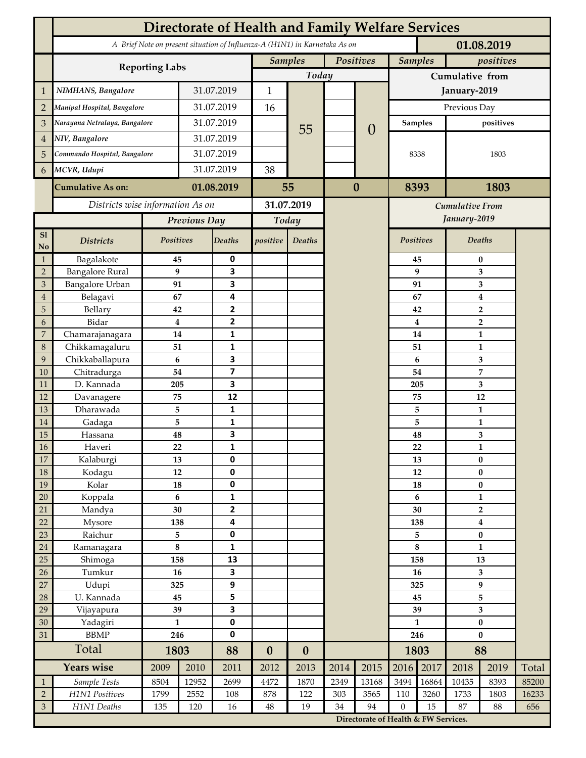# Directorate of Health and Family Welfare Services

*A Brief Note on present situation of Influenza-A (H1N1) in Karnataka As on* **01.08.2019**

| Sl | Reporting Labs | Date | Samples Today | | Positives Today | | Samples (Cumulative from January-2019) | positives (Cumulative from January-2019) |
|---|---|---|---|---|---|---|---|---|
| 1 | *NIMHANS, Bangalore* | 31.07.2019 | 1 | 55 | | 0 | Previous Day | |
| 2 | *Manipal Hospital, Bangalore* | 31.07.2019 | 16 | | | | Samples | positives |
| 3 | *Narayana Netralaya, Bangalore* | 31.07.2019 | | | | | 8338 | 1803 |
| 4 | *NIV, Bangalore* | 31.07.2019 | | | | | | |
| 5 | *Commando Hospital, Bangalore* | 31.07.2019 | | | | | | |
| 6 | *MCVR, Udupi* | 31.07.2019 | 38 | | | | | |
| | **Cumulative As on:** | **01.08.2019** | **55** | | **0** | | **8393** | **1803** |

*Districts wise information As on* **31.07.2019**

| Sl No | Districts | Previous Day Positives | Previous Day Deaths | Today positive | Today Deaths | Cumulative From January-2019 Positives | Cumulative From January-2019 Deaths |
|---|---|---|---|---|---|---|---|
| 1 | Bagalakote | 45 | 0 | | | 45 | 0 |
| 2 | Bangalore Rural | 9 | 3 | | | 9 | 3 |
| 3 | Bangalore Urban | 91 | 3 | | | 91 | 3 |
| 4 | Belagavi | 67 | 4 | | | 67 | 4 |
| 5 | Bellary | 42 | 2 | | | 42 | 2 |
| 6 | Bidar | 4 | 2 | | | 4 | 2 |
| 7 | Chamarajanagara | 14 | 1 | | | 14 | 1 |
| 8 | Chikkamagaluru | 51 | 1 | | | 51 | 1 |
| 9 | Chikkaballapura | 6 | 3 | | | 6 | 3 |
| 10 | Chitradurga | 54 | 7 | | | 54 | 7 |
| 11 | D. Kannada | 205 | 3 | | | 205 | 3 |
| 12 | Davanagere | 75 | 12 | | | 75 | 12 |
| 13 | Dharawada | 5 | 1 | | | 5 | 1 |
| 14 | Gadaga | 5 | 1 | | | 5 | 1 |
| 15 | Hassana | 48 | 3 | | | 48 | 3 |
| 16 | Haveri | 22 | 1 | | | 22 | 1 |
| 17 | Kalaburgi | 13 | 0 | | | 13 | 0 |
| 18 | Kodagu | 12 | 0 | | | 12 | 0 |
| 19 | Kolar | 18 | 0 | | | 18 | 0 |
| 20 | Koppala | 6 | 1 | | | 6 | 1 |
| 21 | Mandya | 30 | 2 | | | 30 | 2 |
| 22 | Mysore | 138 | 4 | | | 138 | 4 |
| 23 | Raichur | 5 | 0 | | | 5 | 0 |
| 24 | Ramanagara | 8 | 1 | | | 8 | 1 |
| 25 | Shimoga | 158 | 13 | | | 158 | 13 |
| 26 | Tumkur | 16 | 3 | | | 16 | 3 |
| 27 | Udupi | 325 | 9 | | | 325 | 9 |
| 28 | U. Kannada | 45 | 5 | | | 45 | 5 |
| 29 | Vijayapura | 39 | 3 | | | 39 | 3 |
| 30 | Yadagiri | 1 | 0 | | | 1 | 0 |
| 31 | BBMP | 246 | 0 | | | 246 | 0 |
| | **Total** | **1803** | **88** | **0** | **0** | **1803** | **88** |

| | Years wise | 2009 | 2010 | 2011 | 2012 | 2013 | 2014 | 2015 | 2016 | 2017 | 2018 | 2019 | Total |
|---|---|---|---|---|---|---|---|---|---|---|---|---|---|
| 1 | *Sample Tests* | 8504 | 12952 | 2699 | 4472 | 1870 | 2349 | 13168 | 3494 | 16864 | 10435 | 8393 | 85200 |
| 2 | *H1N1 Positives* | 1799 | 2552 | 108 | 878 | 122 | 303 | 3565 | 110 | 3260 | 1733 | 1803 | 16233 |
| 3 | *H1N1 Deaths* | 135 | 120 | 16 | 48 | 19 | 34 | 94 | 0 | 15 | 87 | 88 | 656 |

**Directorate of Health & FW Services.**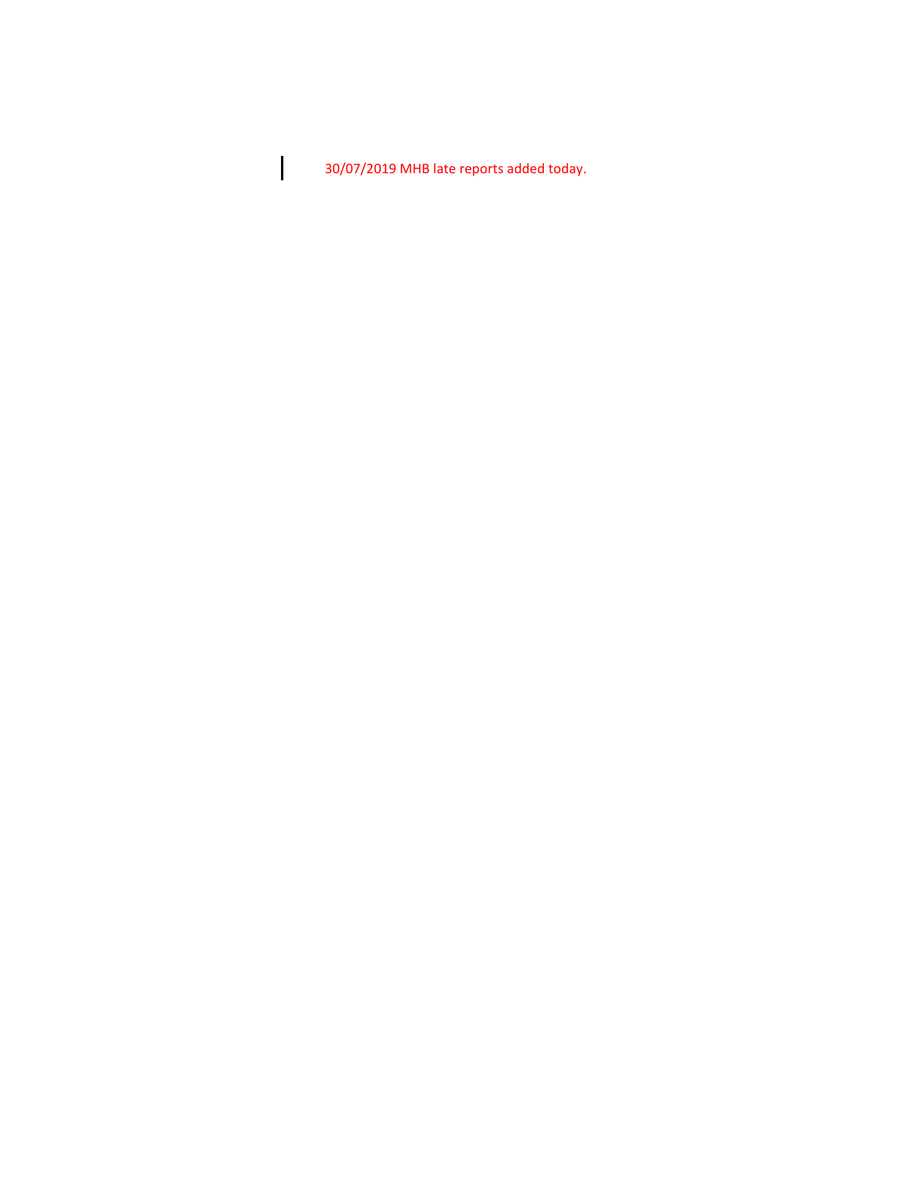30/07/2019 MHB late reports added today.